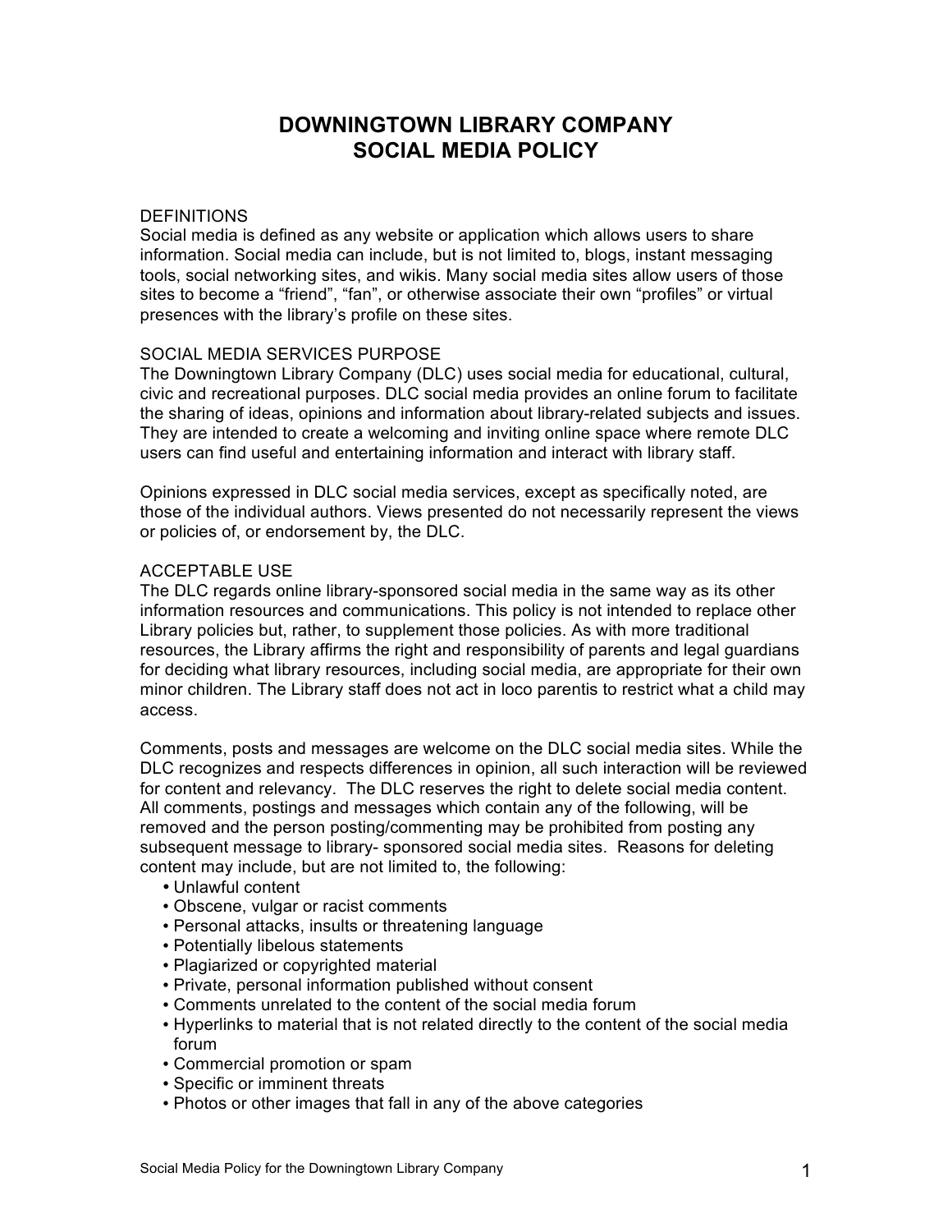# DOWNINGTOWN LIBRARY COMPANY
# SOCIAL MEDIA POLICY

## DEFINITIONS

Social media is defined as any website or application which allows users to share information. Social media can include, but is not limited to, blogs, instant messaging tools, social networking sites, and wikis. Many social media sites allow users of those sites to become a "friend", "fan", or otherwise associate their own "profiles" or virtual presences with the library's profile on these sites.

## SOCIAL MEDIA SERVICES PURPOSE

The Downingtown Library Company (DLC) uses social media for educational, cultural, civic and recreational purposes. DLC social media provides an online forum to facilitate the sharing of ideas, opinions and information about library-related subjects and issues. They are intended to create a welcoming and inviting online space where remote DLC users can find useful and entertaining information and interact with library staff.

Opinions expressed in DLC social media services, except as specifically noted, are those of the individual authors. Views presented do not necessarily represent the views or policies of, or endorsement by, the DLC.

## ACCEPTABLE USE

The DLC regards online library-sponsored social media in the same way as its other information resources and communications. This policy is not intended to replace other Library policies but, rather, to supplement those policies. As with more traditional resources, the Library affirms the right and responsibility of parents and legal guardians for deciding what library resources, including social media, are appropriate for their own minor children. The Library staff does not act in loco parentis to restrict what a child may access.

Comments, posts and messages are welcome on the DLC social media sites. While the DLC recognizes and respects differences in opinion, all such interaction will be reviewed for content and relevancy. The DLC reserves the right to delete social media content. All comments, postings and messages which contain any of the following, will be removed and the person posting/commenting may be prohibited from posting any subsequent message to library- sponsored social media sites. Reasons for deleting content may include, but are not limited to, the following:

- Unlawful content
- Obscene, vulgar or racist comments
- Personal attacks, insults or threatening language
- Potentially libelous statements
- Plagiarized or copyrighted material
- Private, personal information published without consent
- Comments unrelated to the content of the social media forum
- Hyperlinks to material that is not related directly to the content of the social media forum
- Commercial promotion or spam
- Specific or imminent threats
- Photos or other images that fall in any of the above categories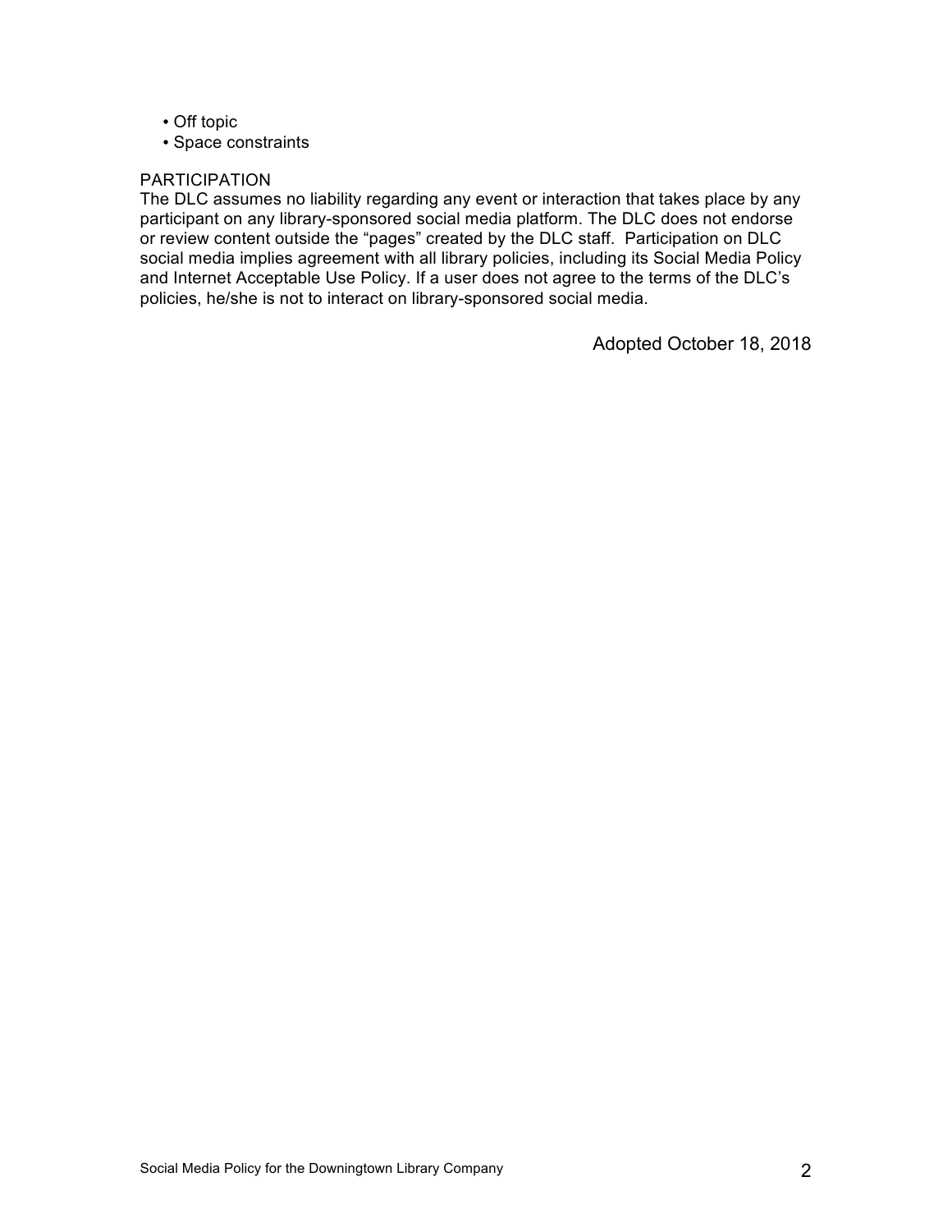- Off topic
- Space constraints

PARTICIPATION

The DLC assumes no liability regarding any event or interaction that takes place by any participant on any library-sponsored social media platform. The DLC does not endorse or review content outside the "pages" created by the DLC staff. Participation on DLC social media implies agreement with all library policies, including its Social Media Policy and Internet Acceptable Use Policy. If a user does not agree to the terms of the DLC's policies, he/she is not to interact on library-sponsored social media.

Adopted October 18, 2018